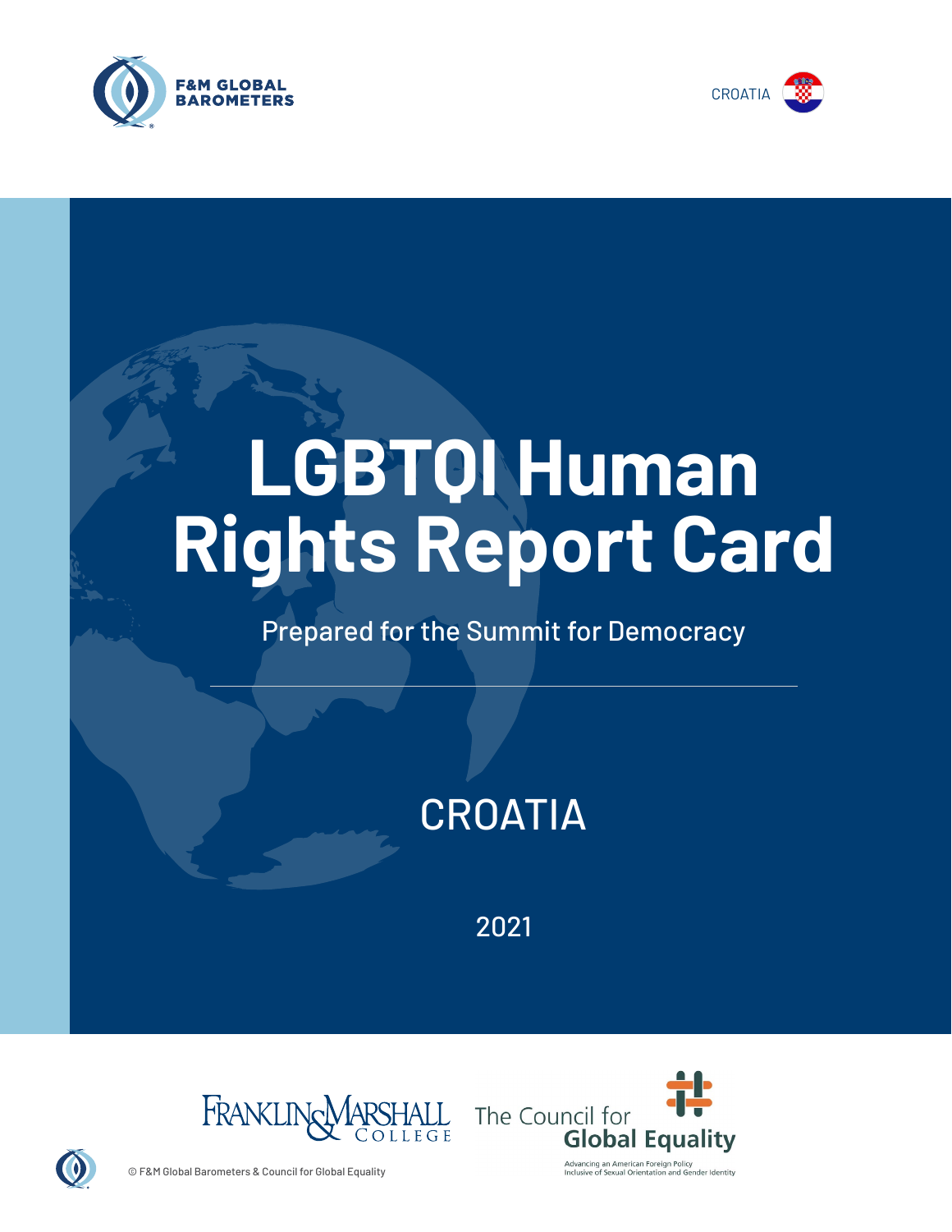F&M GLOBAL BAROMETERS

CROATIA

# LGBTQI Human Rights Report Card

Prepared for the Summit for Democracy

## CROATIA

2021

Franklin & Marshall College

The Council for Global Equality

Advancing an American Foreign Policy Inclusive of Sexual Orientation and Gender Identity

© F&M Global Barometers & Council for Global Equality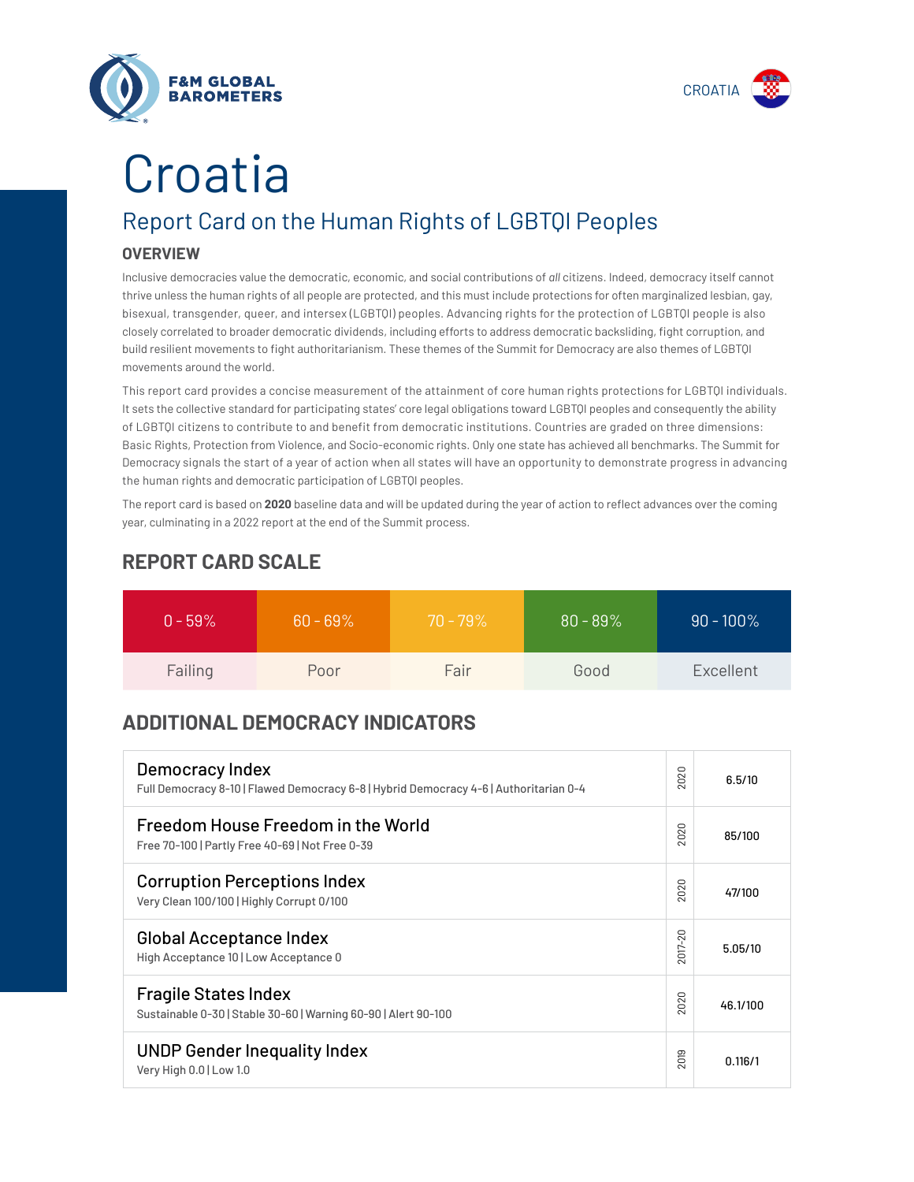# Croatia

## Report Card on the Human Rights of LGBTQI Peoples

### OVERVIEW

Inclusive democracies value the democratic, economic, and social contributions of *all* citizens. Indeed, democracy itself cannot thrive unless the human rights of all people are protected, and this must include protections for often marginalized lesbian, gay, bisexual, transgender, queer, and intersex (LGBTQI) peoples. Advancing rights for the protection of LGBTQI people is also closely correlated to broader democratic dividends, including efforts to address democratic backsliding, fight corruption, and build resilient movements to fight authoritarianism. These themes of the Summit for Democracy are also themes of LGBTQI movements around the world.

This report card provides a concise measurement of the attainment of core human rights protections for LGBTQI individuals. It sets the collective standard for participating states' core legal obligations toward LGBTQI peoples and consequently the ability of LGBTQI citizens to contribute to and benefit from democratic institutions. Countries are graded on three dimensions: Basic Rights, Protection from Violence, and Socio-economic rights. Only one state has achieved all benchmarks. The Summit for Democracy signals the start of a year of action when all states will have an opportunity to demonstrate progress in advancing the human rights and democratic participation of LGBTQI peoples.

The report card is based on **2020** baseline data and will be updated during the year of action to reflect advances over the coming year, culminating in a 2022 report at the end of the Summit process.

### REPORT CARD SCALE

| 0 - 59% | 60 - 69% | 70 - 79% | 80 - 89% | 90 - 100% |
|---|---|---|---|---|
| Failing | Poor | Fair | Good | Excellent |

### ADDITIONAL DEMOCRACY INDICATORS

| Indicator | Year | Score |
|---|---|---|
| Democracy Index<br>Full Democracy 8-10 \| Flawed Democracy 6-8 \| Hybrid Democracy 4-6 \| Authoritarian 0-4 | 2020 | 6.5/10 |
| Freedom House Freedom in the World<br>Free 70-100 \| Partly Free 40-69 \| Not Free 0-39 | 2020 | 85/100 |
| Corruption Perceptions Index<br>Very Clean 100/100 \| Highly Corrupt 0/100 | 2020 | 47/100 |
| Global Acceptance Index<br>High Acceptance 10 \| Low Acceptance 0 | 2017-20 | 5.05/10 |
| Fragile States Index<br>Sustainable 0-30 \| Stable 30-60 \| Warning 60-90 \| Alert 90-100 | 2020 | 46.1/100 |
| UNDP Gender Inequality Index<br>Very High 0.0 \| Low 1.0 | 2019 | 0.116/1 |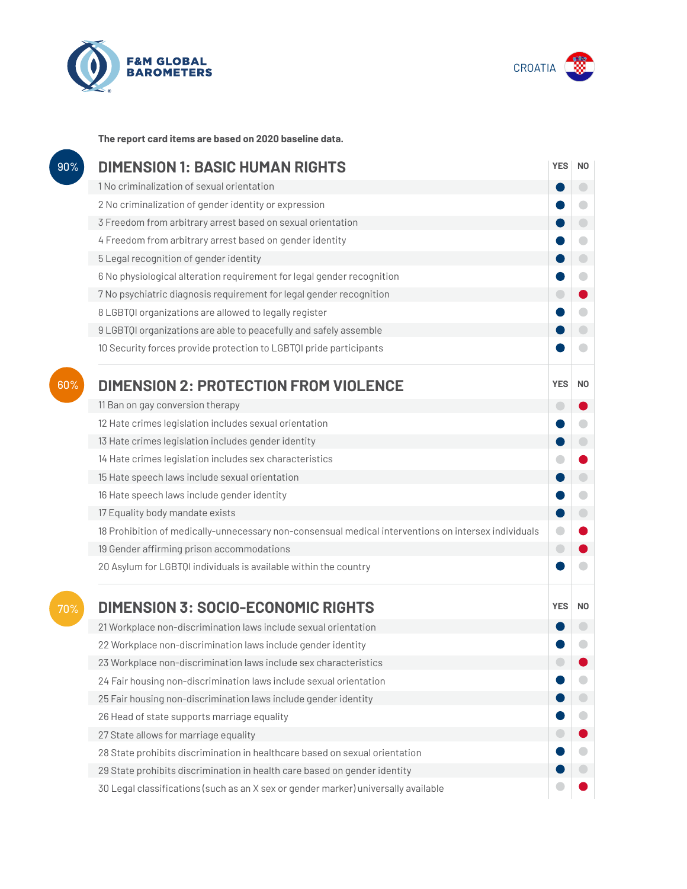F&M GLOBAL BAROMETERS

CROATIA

**The report card items are based on 2020 baseline data.**

## 90% DIMENSION 1: BASIC HUMAN RIGHTS

| Item | YES | NO |
|---|---|---|
| 1 No criminalization of sexual orientation | ● | |
| 2 No criminalization of gender identity or expression | ● | |
| 3 Freedom from arbitrary arrest based on sexual orientation | ● | |
| 4 Freedom from arbitrary arrest based on gender identity | ● | |
| 5 Legal recognition of gender identity | ● | |
| 6 No physiological alteration requirement for legal gender recognition | ● | |
| 7 No psychiatric diagnosis requirement for legal gender recognition | | ● |
| 8 LGBTQI organizations are allowed to legally register | ● | |
| 9 LGBTQI organizations are able to peacefully and safely assemble | ● | |
| 10 Security forces provide protection to LGBTQI pride participants | ● | |

## 60% DIMENSION 2: PROTECTION FROM VIOLENCE

| Item | YES | NO |
|---|---|---|
| 11 Ban on gay conversion therapy | | ● |
| 12 Hate crimes legislation includes sexual orientation | ● | |
| 13 Hate crimes legislation includes gender identity | ● | |
| 14 Hate crimes legislation includes sex characteristics | | ● |
| 15 Hate speech laws include sexual orientation | ● | |
| 16 Hate speech laws include gender identity | ● | |
| 17 Equality body mandate exists | ● | |
| 18 Prohibition of medically-unnecessary non-consensual medical interventions on intersex individuals | | ● |
| 19 Gender affirming prison accommodations | | ● |
| 20 Asylum for LGBTQI individuals is available within the country | ● | |

## 70% DIMENSION 3: SOCIO-ECONOMIC RIGHTS

| Item | YES | NO |
|---|---|---|
| 21 Workplace non-discrimination laws include sexual orientation | ● | |
| 22 Workplace non-discrimination laws include gender identity | ● | |
| 23 Workplace non-discrimination laws include sex characteristics | | ● |
| 24 Fair housing non-discrimination laws include sexual orientation | ● | |
| 25 Fair housing non-discrimination laws include gender identity | ● | |
| 26 Head of state supports marriage equality | ● | |
| 27 State allows for marriage equality | | ● |
| 28 State prohibits discrimination in healthcare based on sexual orientation | ● | |
| 29 State prohibits discrimination in health care based on gender identity | ● | |
| 30 Legal classifications (such as an X sex or gender marker) universally available | | ● |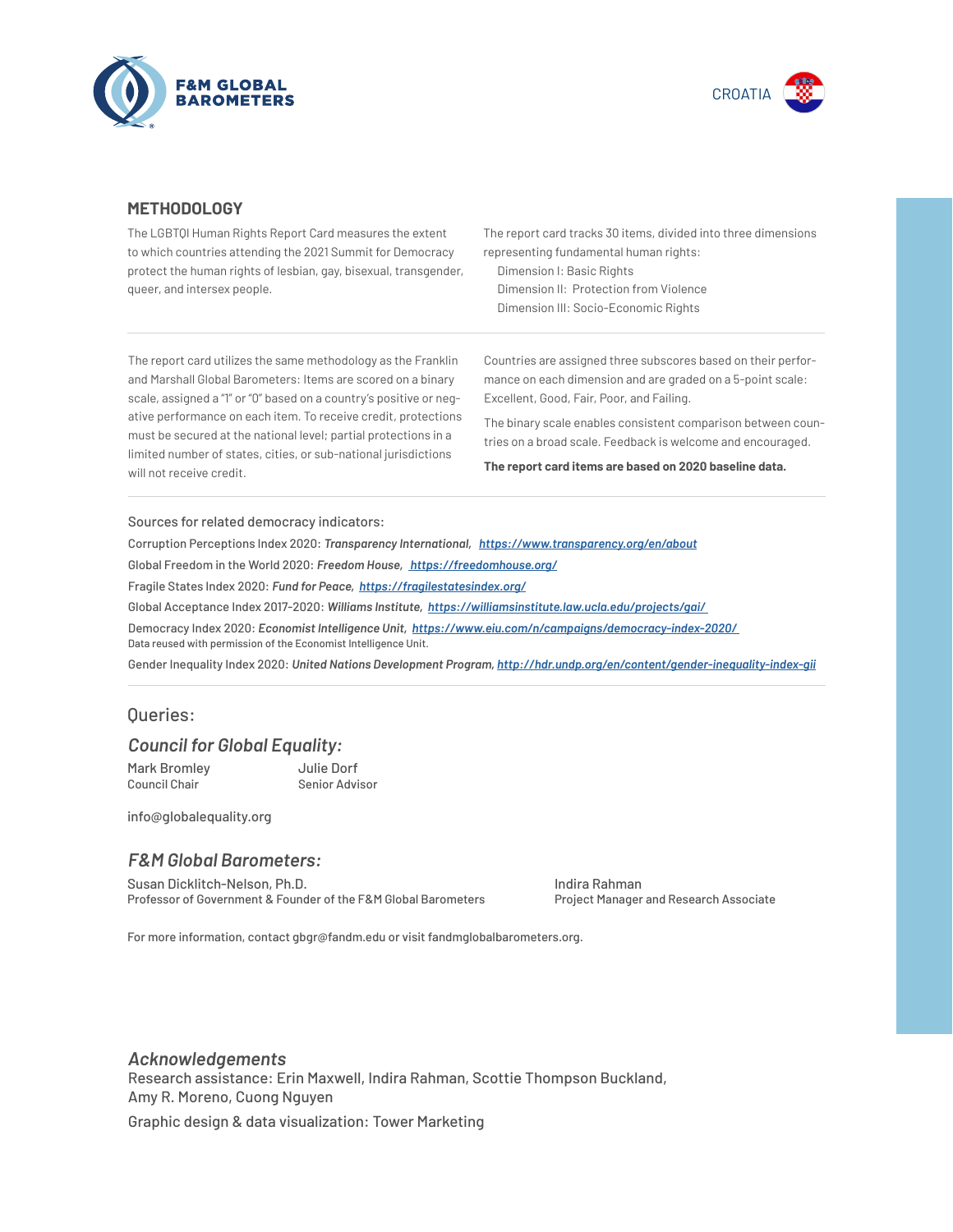F&M GLOBAL BAROMETERS

CROATIA

## METHODOLOGY

The LGBTQI Human Rights Report Card measures the extent to which countries attending the 2021 Summit for Democracy protect the human rights of lesbian, gay, bisexual, transgender, queer, and intersex people.

The report card tracks 30 items, divided into three dimensions representing fundamental human rights:

- Dimension I: Basic Rights
- Dimension II: Protection from Violence
- Dimension III: Socio-Economic Rights

The report card utilizes the same methodology as the Franklin and Marshall Global Barometers: Items are scored on a binary scale, assigned a "1" or "0" based on a country's positive or negative performance on each item. To receive credit, protections must be secured at the national level; partial protections in a limited number of states, cities, or sub-national jurisdictions will not receive credit.

Countries are assigned three subscores based on their performance on each dimension and are graded on a 5-point scale: Excellent, Good, Fair, Poor, and Failing.

The binary scale enables consistent comparison between countries on a broad scale. Feedback is welcome and encouraged.

**The report card items are based on 2020 baseline data.**

Sources for related democracy indicators:

Corruption Perceptions Index 2020: ***Transparency International,*** ***https://www.transparency.org/en/about***

Global Freedom in the World 2020: ***Freedom House,*** ***https://freedomhouse.org/***

Fragile States Index 2020: ***Fund for Peace,*** ***https://fragilestatesindex.org/***

Global Acceptance Index 2017-2020: ***Williams Institute,*** ***https://williamsinstitute.law.ucla.edu/projects/gai/***

Democracy Index 2020: ***Economist Intelligence Unit,*** ***https://www.eiu.com/n/campaigns/democracy-index-2020/***
Data reused with permission of the Economist Intelligence Unit.

Gender Inequality Index 2020: ***United Nations Development Program,*** ***http://hdr.undp.org/en/content/gender-inequality-index-gii***

## Queries:

### *Council for Global Equality:*

Mark Bromley
Council Chair

Julie Dorf
Senior Advisor

info@globalequality.org

### *F&M Global Barometers:*

Susan Dicklitch-Nelson, Ph.D.
Professor of Government & Founder of the F&M Global Barometers

Indira Rahman
Project Manager and Research Associate

For more information, contact gbgr@fandm.edu or visit fandmglobalbarometers.org.

### *Acknowledgements*

Research assistance: Erin Maxwell, Indira Rahman, Scottie Thompson Buckland, Amy R. Moreno, Cuong Nguyen

Graphic design & data visualization: Tower Marketing